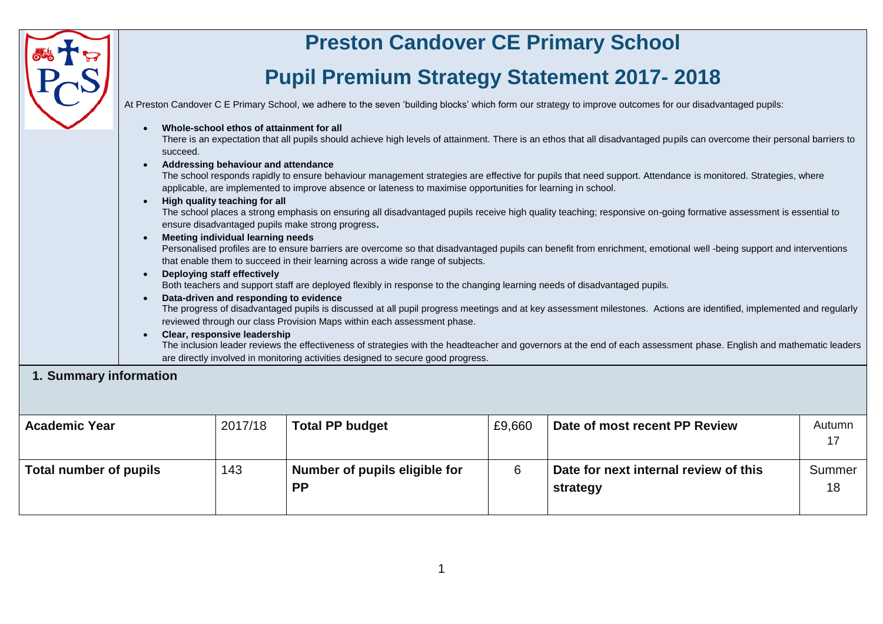# Preston Candover CE Primary School

## Pupil Premium Strategy Statement 2017- 2018

At Preston Candover C E Primary School, we adhere to the seven 'building blocks' which form our strategy to improve outcomes for our disadvantaged pupils:

- **Whole-school ethos of attainment for all**
  There is an expectation that all pupils should achieve high levels of attainment. There is an ethos that all disadvantaged pupils can overcome their personal barriers to succeed.
- **Addressing behaviour and attendance**
  The school responds rapidly to ensure behaviour management strategies are effective for pupils that need support. Attendance is monitored. Strategies, where applicable, are implemented to improve absence or lateness to maximise opportunities for learning in school.
- **High quality teaching for all**
  The school places a strong emphasis on ensuring all disadvantaged pupils receive high quality teaching; responsive on-going formative assessment is essential to ensure disadvantaged pupils make strong progress.
- **Meeting individual learning needs**
  Personalised profiles are to ensure barriers are overcome so that disadvantaged pupils can benefit from enrichment, emotional well -being support and interventions that enable them to succeed in their learning across a wide range of subjects.
- **Deploying staff effectively**
  Both teachers and support staff are deployed flexibly in response to the changing learning needs of disadvantaged pupils.
- **Data-driven and responding to evidence**
  The progress of disadvantaged pupils is discussed at all pupil progress meetings and at key assessment milestones. Actions are identified, implemented and regularly reviewed through our class Provision Maps within each assessment phase.
- **Clear, responsive leadership**
  The inclusion leader reviews the effectiveness of strategies with the headteacher and governors at the end of each assessment phase. English and mathematic leaders are directly involved in monitoring activities designed to secure good progress.

## 1. Summary information

| **Academic Year** | 2017/18 | **Total PP budget** | £9,660 | **Date of most recent PP Review** | Autumn 17 |
|---|---|---|---|---|---|
| **Total number of pupils** | 143 | **Number of pupils eligible for PP** | 6 | **Date for next internal review of this strategy** | Summer 18 |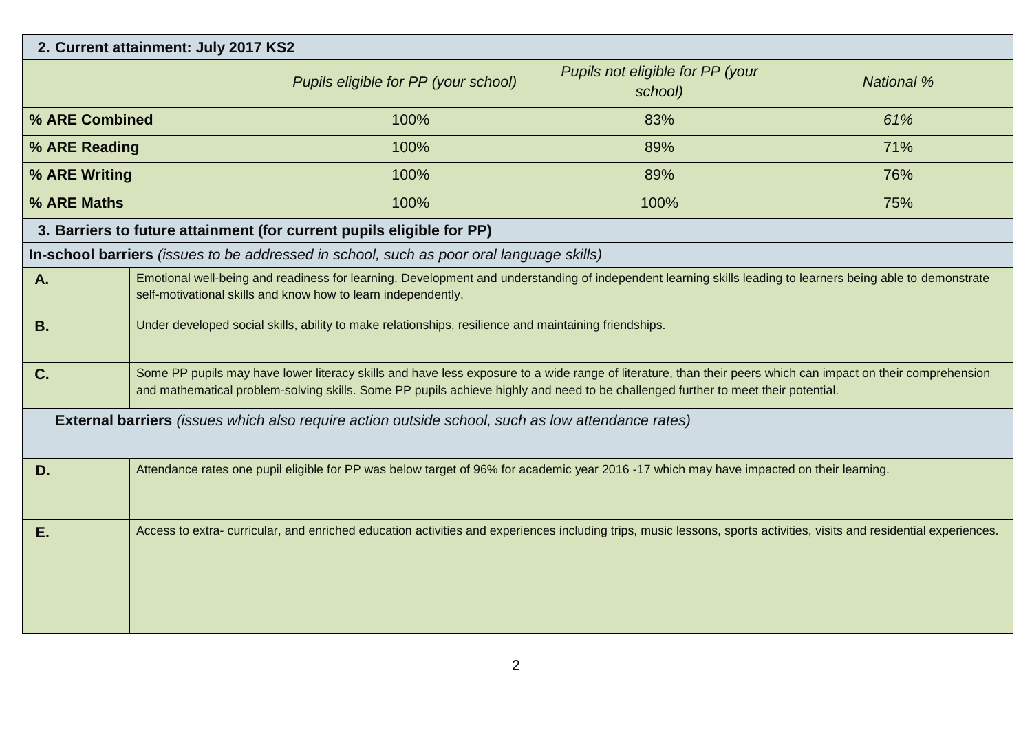## 2. Current attainment: July 2017 KS2

| | *Pupils eligible for PP (your school)* | *Pupils not eligible for PP (your school)* | *National %* |
|---|---|---|---|
| **% ARE Combined** | 100% | 83% | *61%* |
| **% ARE Reading** | 100% | 89% | 71% |
| **% ARE Writing** | 100% | 89% | 76% |
| **% ARE Maths** | 100% | 100% | 75% |

## 3. Barriers to future attainment (for current pupils eligible for PP)

**In-school barriers** *(issues to be addressed in school, such as poor oral language skills)*

| | |
|---|---|
| **A.** | Emotional well-being and readiness for learning. Development and understanding of independent learning skills leading to learners being able to demonstrate self-motivational skills and know how to learn independently. |
| **B.** | Under developed social skills, ability to make relationships, resilience and maintaining friendships. |
| **C.** | Some PP pupils may have lower literacy skills and have less exposure to a wide range of literature, than their peers which can impact on their comprehension and mathematical problem-solving skills. Some PP pupils achieve highly and need to be challenged further to meet their potential. |

**External barriers** *(issues which also require action outside school, such as low attendance rates)*

| | |
|---|---|
| **D.** | Attendance rates one pupil eligible for PP was below target of 96% for academic year 2016 -17 which may have impacted on their learning. |
| **E.** | Access to extra- curricular, and enriched education activities and experiences including trips, music lessons, sports activities, visits and residential experiences. |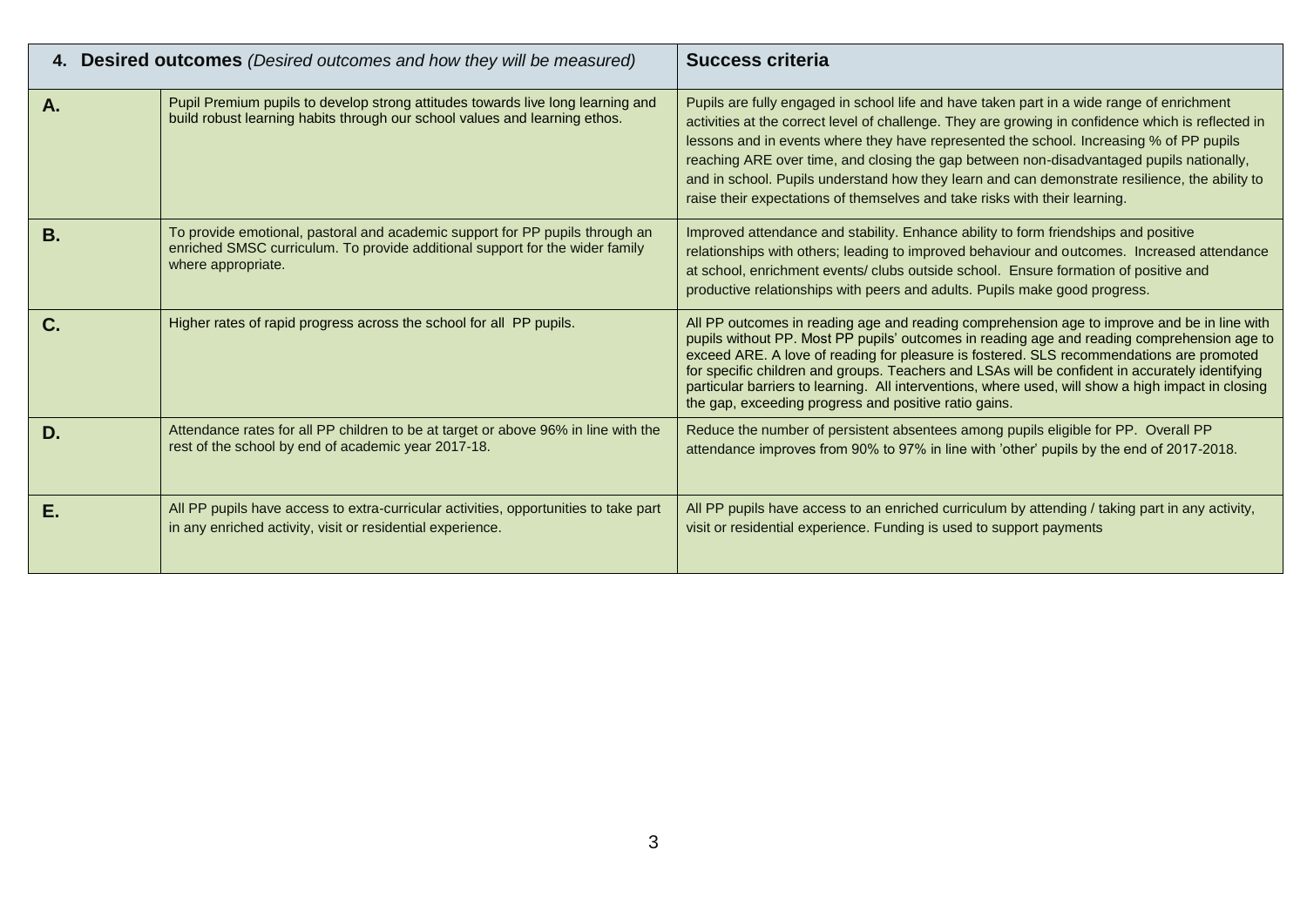| 4. **Desired outcomes** *(Desired outcomes and how they will be measured)* | | **Success criteria** |
|---|---|---|
| **A.** | Pupil Premium pupils to develop strong attitudes towards live long learning and build robust learning habits through our school values and learning ethos. | Pupils are fully engaged in school life and have taken part in a wide range of enrichment activities at the correct level of challenge. They are growing in confidence which is reflected in lessons and in events where they have represented the school. Increasing % of PP pupils reaching ARE over time, and closing the gap between non-disadvantaged pupils nationally, and in school. Pupils understand how they learn and can demonstrate resilience, the ability to raise their expectations of themselves and take risks with their learning. |
| **B.** | To provide emotional, pastoral and academic support for PP pupils through an enriched SMSC curriculum. To provide additional support for the wider family where appropriate. | Improved attendance and stability. Enhance ability to form friendships and positive relationships with others; leading to improved behaviour and outcomes. Increased attendance at school, enrichment events/ clubs outside school. Ensure formation of positive and productive relationships with peers and adults. Pupils make good progress. |
| **C.** | Higher rates of rapid progress across the school for all PP pupils. | All PP outcomes in reading age and reading comprehension age to improve and be in line with pupils without PP. Most PP pupils' outcomes in reading age and reading comprehension age to exceed ARE. A love of reading for pleasure is fostered. SLS recommendations are promoted for specific children and groups. Teachers and LSAs will be confident in accurately identifying particular barriers to learning. All interventions, where used, will show a high impact in closing the gap, exceeding progress and positive ratio gains. |
| **D.** | Attendance rates for all PP children to be at target or above 96% in line with the rest of the school by end of academic year 2017-18. | Reduce the number of persistent absentees among pupils eligible for PP. Overall PP attendance improves from 90% to 97% in line with 'other' pupils by the end of 2017-2018. |
| **E.** | All PP pupils have access to extra-curricular activities, opportunities to take part in any enriched activity, visit or residential experience. | All PP pupils have access to an enriched curriculum by attending / taking part in any activity, visit or residential experience. Funding is used to support payments |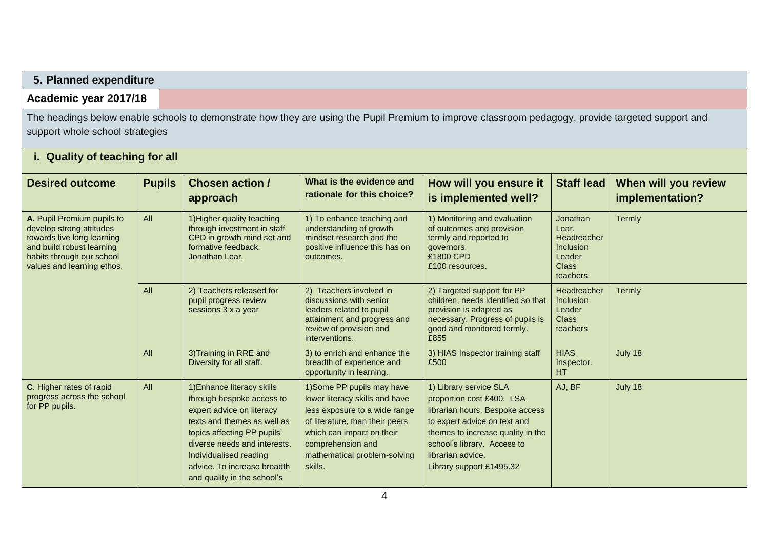## 5. Planned expenditure

**Academic year 2017/18**

The headings below enable schools to demonstrate how they are using the Pupil Premium to improve classroom pedagogy, provide targeted support and support whole school strategies

### i. Quality of teaching for all

| Desired outcome | Pupils | Chosen action / approach | What is the evidence and rationale for this choice? | How will you ensure it is implemented well? | Staff lead | When will you review implementation? |
|---|---|---|---|---|---|---|
| **A.** Pupil Premium pupils to develop strong attitudes towards live long learning and build robust learning habits through our school values and learning ethos. | All | 1)Higher quality teaching through investment in staff CPD in growth mind set and formative feedback. Jonathan Lear. | 1) To enhance teaching and understanding of growth mindset research and the positive influence this has on outcomes. | 1) Monitoring and evaluation of outcomes and provision termly and reported to governors. £1800 CPD £100 resources. | Jonathan Lear. Headteacher Inclusion Leader Class teachers. | Termly |
| | All | 2) Teachers released for pupil progress review sessions 3 x a year | 2) Teachers involved in discussions with senior leaders related to pupil attainment and progress and review of provision and interventions. | 2) Targeted support for PP children, needs identified so that provision is adapted as necessary. Progress of pupils is good and monitored termly. £855 | Headteacher Inclusion Leader Class teachers | Termly |
| | All | 3)Training in RRE and Diversity for all staff. | 3) to enrich and enhance the breadth of experience and opportunity in learning. | 3) HIAS Inspector training staff £500 | HIAS Inspector. HT | July 18 |
| **C**. Higher rates of rapid progress across the school for PP pupils. | All | 1)Enhance literacy skills through bespoke access to expert advice on literacy texts and themes as well as topics affecting PP pupils' diverse needs and interests. Individualised reading advice. To increase breadth and quality in the school's | 1)Some PP pupils may have lower literacy skills and have less exposure to a wide range of literature, than their peers which can impact on their comprehension and mathematical problem-solving skills. | 1) Library service SLA proportion cost £400. LSA librarian hours. Bespoke access to expert advice on text and themes to increase quality in the school's library. Access to librarian advice. Library support £1495.32 | AJ, BF | July 18 |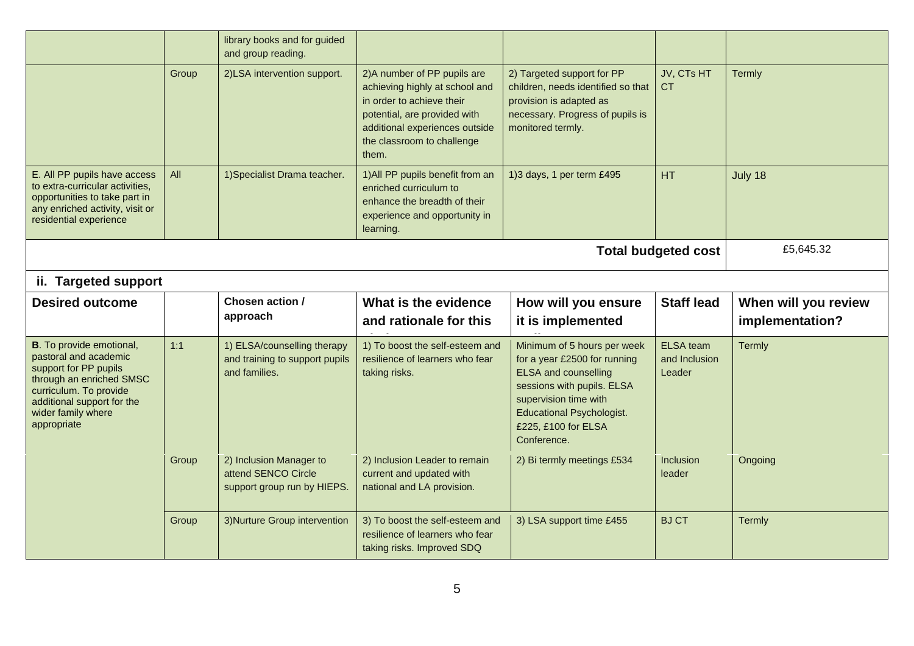| | | library books and for guided and group reading. | | | | |
|---|---|---|---|---|---|---|
| | Group | 2)LSA intervention support. | 2)A number of PP pupils are achieving highly at school and in order to achieve their potential, are provided with additional experiences outside the classroom to challenge them. | 2) Targeted support for PP children, needs identified so that provision is adapted as necessary. Progress of pupils is monitored termly. | JV, CTs HT CT | Termly |
| E. All PP pupils have access to extra-curricular activities, opportunities to take part in any enriched activity, visit or residential experience | All | 1)Specialist Drama teacher. | 1)All PP pupils benefit from an enriched curriculum to enhance the breadth of their experience and opportunity in learning. | 1)3 days, 1 per term £495 | HT | July 18 |
| | | | | | **Total budgeted cost** | £5,645.32 |

## ii. Targeted support

| Desired outcome | | Chosen action / approach | What is the evidence and rationale for this | How will you ensure it is implemented | Staff lead | When will you review implementation? |
|---|---|---|---|---|---|---|
| **B**. To provide emotional, pastoral and academic support for PP pupils through an enriched SMSC curriculum. To provide additional support for the wider family where appropriate | 1:1 | 1) ELSA/counselling therapy and training to support pupils and families. | 1) To boost the self-esteem and resilience of learners who fear taking risks. | Minimum of 5 hours per week for a year £2500 for running ELSA and counselling sessions with pupils. ELSA supervision time with Educational Psychologist. £225, £100 for ELSA Conference. | ELSA team and Inclusion Leader | Termly |
| | Group | 2) Inclusion Manager to attend SENCO Circle support group run by HIEPS. | 2) Inclusion Leader to remain current and updated with national and LA provision. | 2) Bi termly meetings £534 | Inclusion leader | Ongoing |
| | Group | 3)Nurture Group intervention | 3) To boost the self-esteem and resilience of learners who fear taking risks. Improved SDQ | 3) LSA support time £455 | BJ CT | Termly |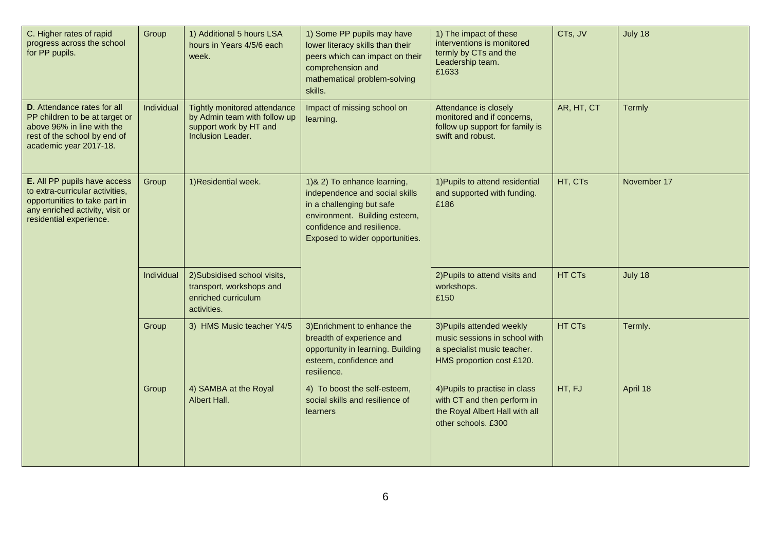| C. Higher rates of rapid progress across the school for PP pupils. | Group | 1) Additional 5 hours LSA hours in Years 4/5/6 each week. | 1) Some PP pupils may have lower literacy skills than their peers which can impact on their comprehension and mathematical problem-solving skills. | 1) The impact of these interventions is monitored termly by CTs and the Leadership team. £1633 | CTs, JV | July 18 |
|---|---|---|---|---|---|---|
| **D**. Attendance rates for all PP children to be at target or above 96% in line with the rest of the school by end of academic year 2017-18. | Individual | Tightly monitored attendance by Admin team with follow up support work by HT and Inclusion Leader. | Impact of missing school on learning. | Attendance is closely monitored and if concerns, follow up support for family is swift and robust. | AR, HT, CT | Termly |
| **E.** All PP pupils have access to extra-curricular activities, opportunities to take part in any enriched activity, visit or residential experience. | Group | 1)Residential week. | 1)& 2) To enhance learning, independence and social skills in a challenging but safe environment. Building esteem, confidence and resilience. Exposed to wider opportunities. | 1)Pupils to attend residential and supported with funding. £186 | HT, CTs | November 17 |
| | Individual | 2)Subsidised school visits, transport, workshops and enriched curriculum activities. | | 2)Pupils to attend visits and workshops. £150 | HT CTs | July 18 |
| | Group | 3) HMS Music teacher Y4/5 | 3)Enrichment to enhance the breadth of experience and opportunity in learning. Building esteem, confidence and resilience. | 3)Pupils attended weekly music sessions in school with a specialist music teacher. HMS proportion cost £120. | HT CTs | Termly. |
| | Group | 4) SAMBA at the Royal Albert Hall. | 4) To boost the self-esteem, social skills and resilience of learners | 4)Pupils to practise in class with CT and then perform in the Royal Albert Hall with all other schools. £300 | HT, FJ | April 18 |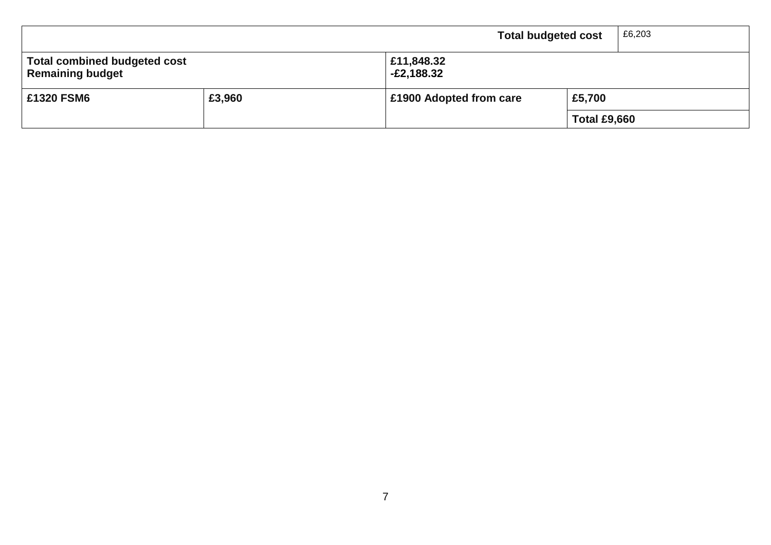| | | | | |
|---|---|---|---|---|
| | | | **Total budgeted cost** | £6,203 |
| **Total combined budgeted cost**<br>**Remaining budget** | | **£11,848.32**<br>**-£2,188.32** | | |
| **£1320 FSM6** | **£3,960** | **£1900 Adopted from care** | **£5,700** | |
| | | | **Total £9,660** | |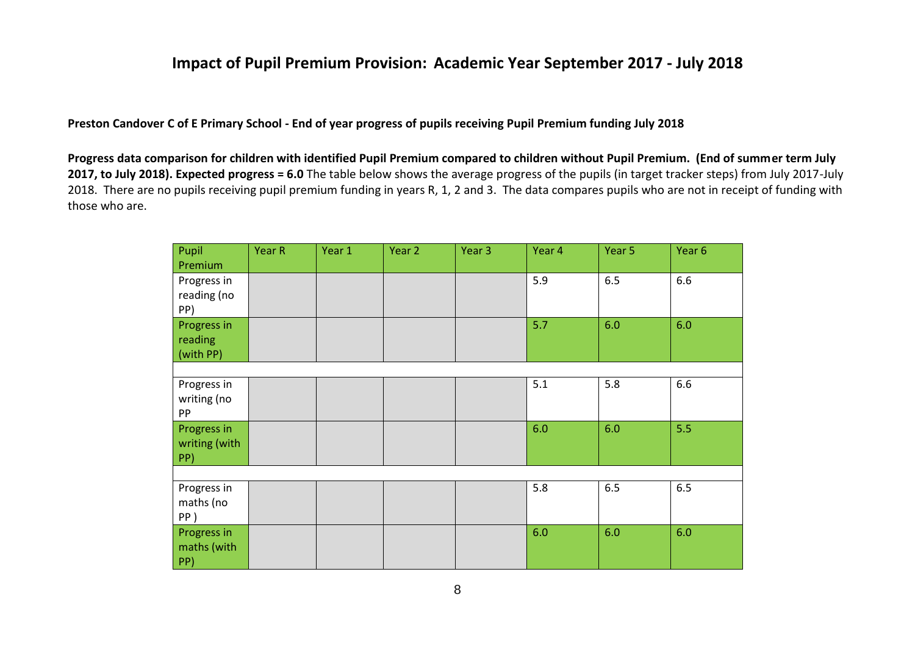# Impact of Pupil Premium Provision: Academic Year September 2017 - July 2018

**Preston Candover C of E Primary School - End of year progress of pupils receiving Pupil Premium funding July 2018**

**Progress data comparison for children with identified Pupil Premium compared to children without Pupil Premium. (End of summer term July 2017, to July 2018). Expected progress = 6.0** The table below shows the average progress of the pupils (in target tracker steps) from July 2017-July 2018. There are no pupils receiving pupil premium funding in years R, 1, 2 and 3. The data compares pupils who are not in receipt of funding with those who are.

| Pupil Premium | Year R | Year 1 | Year 2 | Year 3 | Year 4 | Year 5 | Year 6 |
|---|---|---|---|---|---|---|---|
| Progress in reading (no PP) | | | | | 5.9 | 6.5 | 6.6 |
| Progress in reading (with PP) | | | | | 5.7 | 6.0 | 6.0 |
| | | | | | | | |
| Progress in writing (no PP | | | | | 5.1 | 5.8 | 6.6 |
| Progress in writing (with PP) | | | | | 6.0 | 6.0 | 5.5 |
| | | | | | | | |
| Progress in maths (no PP ) | | | | | 5.8 | 6.5 | 6.5 |
| Progress in maths (with PP) | | | | | 6.0 | 6.0 | 6.0 |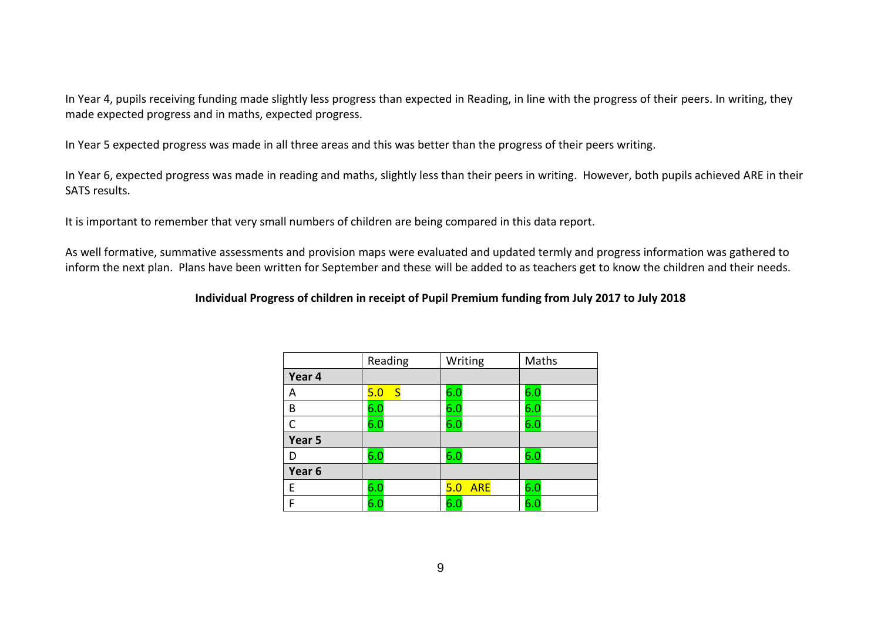In Year 4, pupils receiving funding made slightly less progress than expected in Reading, in line with the progress of their peers. In writing, they made expected progress and in maths, expected progress.

In Year 5 expected progress was made in all three areas and this was better than the progress of their peers writing.

In Year 6, expected progress was made in reading and maths, slightly less than their peers in writing.  However, both pupils achieved ARE in their SATS results.

It is important to remember that very small numbers of children are being compared in this data report.

As well formative, summative assessments and provision maps were evaluated and updated termly and progress information was gathered to inform the next plan.  Plans have been written for September and these will be added to as teachers get to know the children and their needs.

**Individual Progress of children in receipt of Pupil Premium funding from July 2017 to July 2018**

| | Reading | Writing | Maths |
|---|---|---|---|
| **Year 4** | | | |
| A | 5.0 S | 6.0 | 6.0 |
| B | 6.0 | 6.0 | 6.0 |
| C | 6.0 | 6.0 | 6.0 |
| **Year 5** | | | |
| D | 6.0 | 6.0 | 6.0 |
| **Year 6** | | | |
| E | 6.0 | 5.0 ARE | 6.0 |
| F | 6.0 | 6.0 | 6.0 |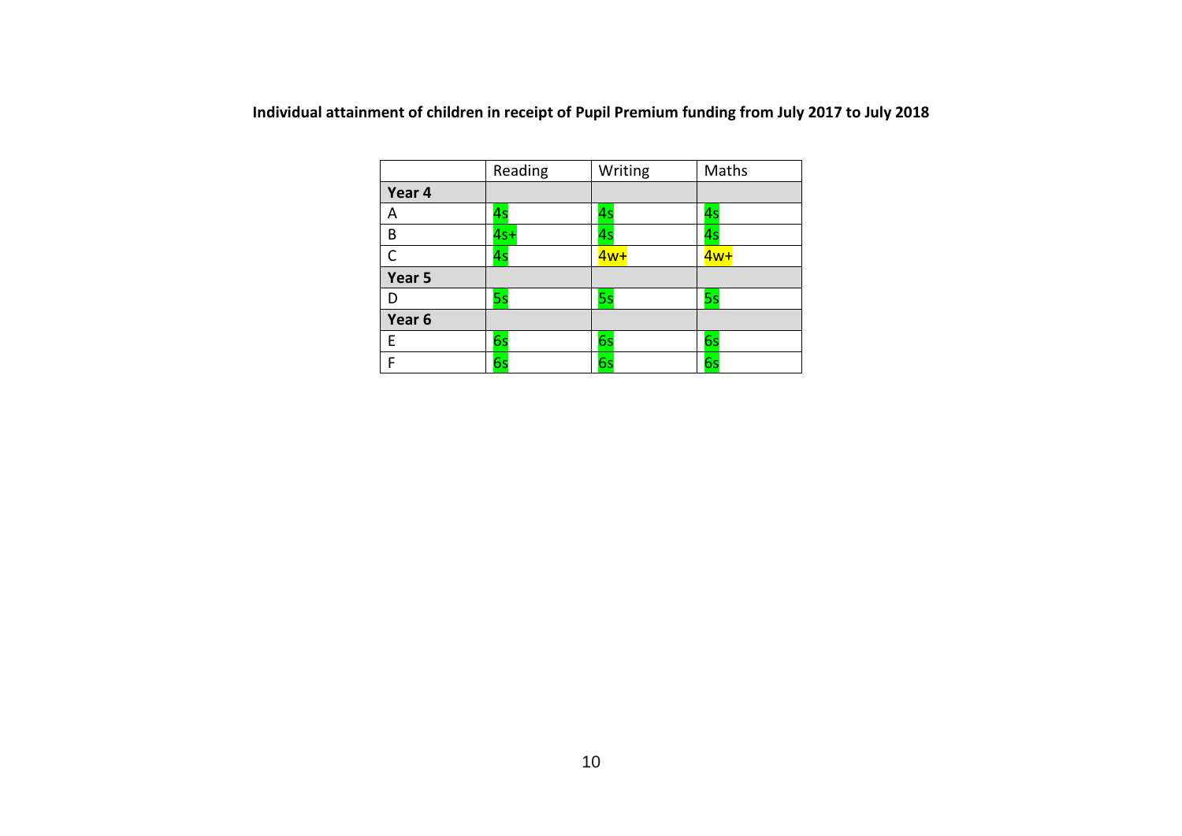**Individual attainment of children in receipt of Pupil Premium funding from July 2017 to July 2018**

| | Reading | Writing | Maths |
|---|---|---|---|
| **Year 4** | | | |
| A | 4s | 4s | 4s |
| B | 4s+ | 4s | 4s |
| C | 4s | 4w+ | 4w+ |
| **Year 5** | | | |
| D | 5s | 5s | 5s |
| **Year 6** | | | |
| E | 6s | 6s | 6s |
| F | 6s | 6s | 6s |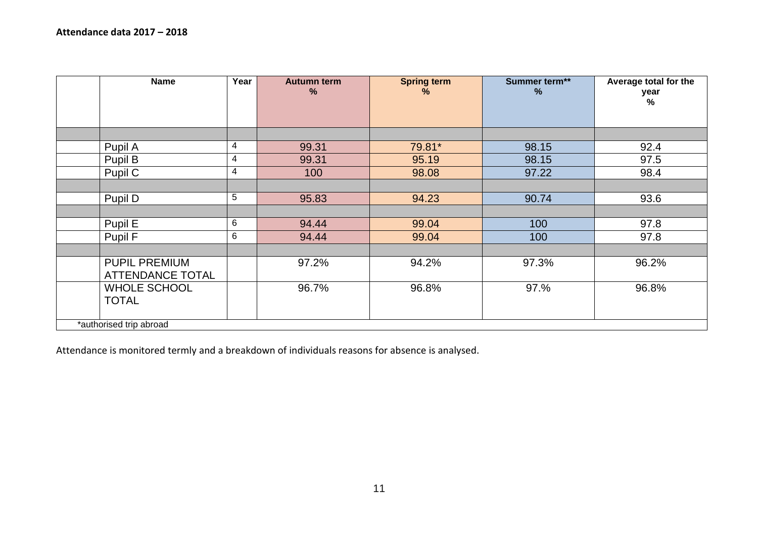**Attendance data 2017 – 2018**

| | Name | Year | Autumn term % | Spring term % | Summer term** % | Average total for the year % |
|---|---|---|---|---|---|---|
| | | | | | | |
| | Pupil A | 4 | 99.31 | 79.81* | 98.15 | 92.4 |
| | Pupil B | 4 | 99.31 | 95.19 | 98.15 | 97.5 |
| | Pupil C | 4 | 100 | 98.08 | 97.22 | 98.4 |
| | | | | | | |
| | Pupil D | 5 | 95.83 | 94.23 | 90.74 | 93.6 |
| | | | | | | |
| | Pupil E | 6 | 94.44 | 99.04 | 100 | 97.8 |
| | Pupil F | 6 | 94.44 | 99.04 | 100 | 97.8 |
| | | | | | | |
| | PUPIL PREMIUM ATTENDANCE TOTAL | | 97.2% | 94.2% | 97.3% | 96.2% |
| | WHOLE SCHOOL TOTAL | | 96.7% | 96.8% | 97.% | 96.8% |
| *authorised trip abroad | | | | | | |

Attendance is monitored termly and a breakdown of individuals reasons for absence is analysed.